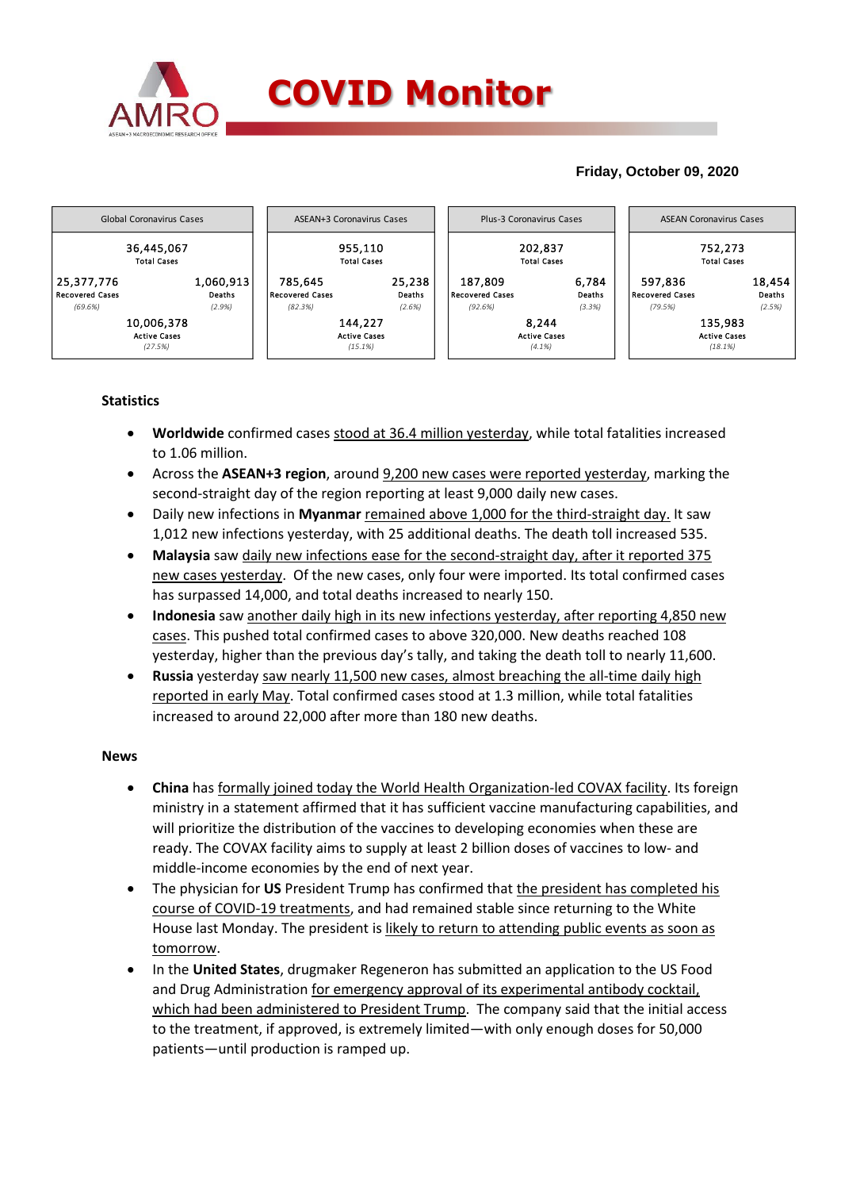# COVID Monitor

**Friday, October 09, 2020**

| Global Coronavirus Cases | | ASEAN+3 Coronavirus Cases | | Plus-3 Coronavirus Cases | | ASEAN Coronavirus Cases | |
|---|---|---|---|---|---|---|---|
| 36,445,067 Total Cases | | 955,110 Total Cases | | 202,837 Total Cases | | 752,273 Total Cases | |
| 25,377,776 Recovered Cases *(69.6%)* | 1,060,913 Deaths *(2.9%)* | 785,645 Recovered Cases *(82.3%)* | 25,238 Deaths *(2.6%)* | 187,809 Recovered Cases *(92.6%)* | 6,784 Deaths *(3.3%)* | 597,836 Recovered Cases *(79.5%)* | 18,454 Deaths *(2.5%)* |
| 10,006,378 Active Cases *(27.5%)* | | 144,227 Active Cases *(15.1%)* | | 8,244 Active Cases *(4.1%)* | | 135,983 Active Cases *(18.1%)* | |

## Statistics

- **Worldwide** confirmed cases stood at 36.4 million yesterday, while total fatalities increased to 1.06 million.
- Across the **ASEAN+3 region**, around 9,200 new cases were reported yesterday, marking the second-straight day of the region reporting at least 9,000 daily new cases.
- Daily new infections in **Myanmar** remained above 1,000 for the third-straight day. It saw 1,012 new infections yesterday, with 25 additional deaths. The death toll increased 535.
- **Malaysia** saw daily new infections ease for the second-straight day, after it reported 375 new cases yesterday. Of the new cases, only four were imported. Its total confirmed cases has surpassed 14,000, and total deaths increased to nearly 150.
- **Indonesia** saw another daily high in its new infections yesterday, after reporting 4,850 new cases. This pushed total confirmed cases to above 320,000. New deaths reached 108 yesterday, higher than the previous day's tally, and taking the death toll to nearly 11,600.
- **Russia** yesterday saw nearly 11,500 new cases, almost breaching the all-time daily high reported in early May. Total confirmed cases stood at 1.3 million, while total fatalities increased to around 22,000 after more than 180 new deaths.

## News

- **China** has formally joined today the World Health Organization-led COVAX facility. Its foreign ministry in a statement affirmed that it has sufficient vaccine manufacturing capabilities, and will prioritize the distribution of the vaccines to developing economies when these are ready. The COVAX facility aims to supply at least 2 billion doses of vaccines to low- and middle-income economies by the end of next year.
- The physician for **US** President Trump has confirmed that the president has completed his course of COVID-19 treatments, and had remained stable since returning to the White House last Monday. The president is likely to return to attending public events as soon as tomorrow.
- In the **United States**, drugmaker Regeneron has submitted an application to the US Food and Drug Administration for emergency approval of its experimental antibody cocktail, which had been administered to President Trump. The company said that the initial access to the treatment, if approved, is extremely limited—with only enough doses for 50,000 patients—until production is ramped up.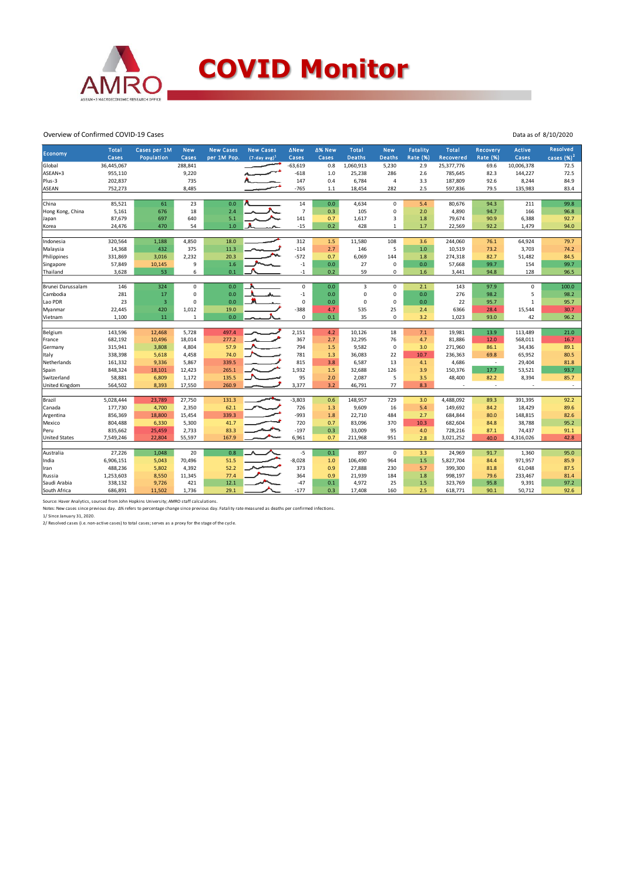# COVID Monitor

Overview of Confirmed COVID-19 Cases

Data as of 8/10/2020

| Economy | Total Cases | Cases per 1M Population | New Cases | New Cases per 1M Pop. | New Cases (7-day avg)[1] | ΔNew Cases | Δ% New Cases | Total Deaths | New Deaths | Fatality Rate (%) | Total Recovered | Recovery Rate (%) | Active Cases | Resolved cases (%)[2] |
|---|---|---|---|---|---|---|---|---|---|---|---|---|---|---|
| Global | 36,445,067 | | 288,841 | | | -63,619 | 0.8 | 1,060,913 | 5,230 | 2.9 | 25,377,776 | 69.6 | 10,006,378 | 72.5 |
| ASEAN+3 | 955,110 | | 9,220 | | | -618 | 1.0 | 25,238 | 286 | 2.6 | 785,645 | 82.3 | 144,227 | 72.5 |
| Plus-3 | 202,837 | | 735 | | | 147 | 0.4 | 6,784 | 4 | 3.3 | 187,809 | 92.6 | 8,244 | 84.9 |
| ASEAN | 752,273 | | 8,485 | | | -765 | 1.1 | 18,454 | 282 | 2.5 | 597,836 | 79.5 | 135,983 | 83.4 |
| | | | | | | | | | | | | | | |
| China | 85,521 | 61 | 23 | 0.0 | | 14 | 0.0 | 4,634 | 0 | 5.4 | 80,676 | 94.3 | 211 | 99.8 |
| Hong Kong, China | 5,161 | 676 | 18 | 2.4 | | 7 | 0.3 | 105 | 0 | 2.0 | 4,890 | 94.7 | 166 | 96.8 |
| Japan | 87,679 | 697 | 640 | 5.1 | | 141 | 0.7 | 1,617 | 3 | 1.8 | 79,674 | 90.9 | 6,388 | 92.7 |
| Korea | 24,476 | 470 | 54 | 1.0 | | -15 | 0.2 | 428 | 1 | 1.7 | 22,569 | 92.2 | 1,479 | 94.0 |
| | | | | | | | | | | | | | | |
| Indonesia | 320,564 | 1,188 | 4,850 | 18.0 | | 312 | 1.5 | 11,580 | 108 | 3.6 | 244,060 | 76.1 | 64,924 | 79.7 |
| Malaysia | 14,368 | 432 | 375 | 11.3 | | -114 | 2.7 | 146 | 5 | 1.0 | 10,519 | 73.2 | 3,703 | 74.2 |
| Philippines | 331,869 | 3,016 | 2,232 | 20.3 | | -572 | 0.7 | 6,069 | 144 | 1.8 | 274,318 | 82.7 | 51,482 | 84.5 |
| Singapore | 57,849 | 10,145 | 9 | 1.6 | | -1 | 0.0 | 27 | 0 | 0.0 | 57,668 | 99.7 | 154 | 99.7 |
| Thailand | 3,628 | 53 | 6 | 0.1 | | -1 | 0.2 | 59 | 0 | 1.6 | 3,441 | 94.8 | 128 | 96.5 |
| | | | | | | | | | | | | | | |
| Brunei Darussalam | 146 | 324 | 0 | 0.0 | | 0 | 0.0 | 3 | 0 | 2.1 | 143 | 97.9 | 0 | 100.0 |
| Cambodia | 281 | 17 | 0 | 0.0 | | -1 | 0.0 | 0 | 0 | 0.0 | 276 | 98.2 | 5 | 98.2 |
| Lao PDR | 23 | 3 | 0 | 0.0 | | 0 | 0.0 | 0 | 0 | 0.0 | 22 | 95.7 | 1 | 95.7 |
| Myanmar | 22,445 | 420 | 1,012 | 19.0 | | -388 | 4.7 | 535 | 25 | 2.4 | 6366 | 28.4 | 15,544 | 30.7 |
| Vietnam | 1,100 | 11 | 1 | 0.0 | | 0 | 0.1 | 35 | 0 | 3.2 | 1,023 | 93.0 | 42 | 96.2 |
| | | | | | | | | | | | | | | |
| Belgium | 143,596 | 12,468 | 5,728 | 497.4 | | 2,151 | 4.2 | 10,126 | 18 | 7.1 | 19,981 | 13.9 | 113,489 | 21.0 |
| France | 682,192 | 10,496 | 18,014 | 277.2 | | 367 | 2.7 | 32,295 | 76 | 4.7 | 81,886 | 12.0 | 568,011 | 16.7 |
| Germany | 315,941 | 3,808 | 4,804 | 57.9 | | 794 | 1.5 | 9,582 | 0 | 3.0 | 271,960 | 86.1 | 34,436 | 89.1 |
| Italy | 338,398 | 5,618 | 4,458 | 74.0 | | 781 | 1.3 | 36,083 | 22 | 10.7 | 236,363 | 69.8 | 65,952 | 80.5 |
| Netherlands | 161,332 | 9,336 | 5,867 | 339.5 | | 815 | 3.8 | 6,587 | 13 | 4.1 | 4,686 | - | 29,404 | 81.8 |
| Spain | 848,324 | 18,101 | 12,423 | 265.1 | | 1,932 | 1.5 | 32,688 | 126 | 3.9 | 150,376 | 17.7 | 53,521 | 93.7 |
| Switzerland | 58,881 | 6,809 | 1,172 | 135.5 | | 95 | 2.0 | 2,087 | 5 | 3.5 | 48,400 | 82.2 | 8,394 | 85.7 |
| United Kingdom | 564,502 | 8,393 | 17,550 | 260.9 | | 3,377 | 3.2 | 46,791 | 77 | 8.3 | - | - | - | - |
| | | | | | | | | | | | | | | |
| Brazil | 5,028,444 | 23,789 | 27,750 | 131.3 | | -3,803 | 0.6 | 148,957 | 729 | 3.0 | 4,488,092 | 89.3 | 391,395 | 92.2 |
| Canada | 177,730 | 4,700 | 2,350 | 62.1 | | 726 | 1.3 | 9,609 | 16 | 5.4 | 149,692 | 84.2 | 18,429 | 89.6 |
| Argentina | 856,369 | 18,800 | 15,454 | 339.3 | | -993 | 1.8 | 22,710 | 484 | 2.7 | 684,844 | 80.0 | 148,815 | 82.6 |
| Mexico | 804,488 | 6,330 | 5,300 | 41.7 | | 720 | 0.7 | 83,096 | 370 | 10.3 | 682,604 | 84.8 | 38,788 | 95.2 |
| Peru | 835,662 | 25,459 | 2,733 | 83.3 | | -197 | 0.3 | 33,009 | 95 | 4.0 | 728,216 | 87.1 | 74,437 | 91.1 |
| United States | 7,549,246 | 22,804 | 55,597 | 167.9 | | 6,961 | 0.7 | 211,968 | 951 | 2.8 | 3,021,252 | 40.0 | 4,316,026 | 42.8 |
| | | | | | | | | | | | | | | |
| Australia | 27,226 | 1,048 | 20 | 0.8 | | -5 | 0.1 | 897 | 0 | 3.3 | 24,969 | 91.7 | 1,360 | 95.0 |
| India | 6,906,151 | 5,043 | 70,496 | 51.5 | | -8,028 | 1.0 | 106,490 | 964 | 1.5 | 5,827,704 | 84.4 | 971,957 | 85.9 |
| Iran | 488,236 | 5,802 | 4,392 | 52.2 | | 373 | 0.9 | 27,888 | 230 | 5.7 | 399,300 | 81.8 | 61,048 | 87.5 |
| Russia | 1,253,603 | 8,550 | 11,345 | 77.4 | | 364 | 0.9 | 21,939 | 184 | 1.8 | 998,197 | 79.6 | 233,467 | 81.4 |
| Saudi Arabia | 338,132 | 9,726 | 421 | 12.1 | | -47 | 0.1 | 4,972 | 25 | 1.5 | 323,769 | 95.8 | 9,391 | 97.2 |
| South Africa | 686,891 | 11,502 | 1,736 | 29.1 | | -177 | 0.3 | 17,408 | 160 | 2.5 | 618,771 | 90.1 | 50,712 | 92.6 |

Source: Haver Analytics, sourced from John Hopkins University; AMRO staff calculations.

Notes: New cases since previous day. Δ% refers to percentage change since previous day. Fatality rate measured as deaths per confirmed infections.

1/ Since January 31, 2020.

2/ Resolved cases (i.e. non-active cases) to total cases; serves as a proxy for the stage of the cycle.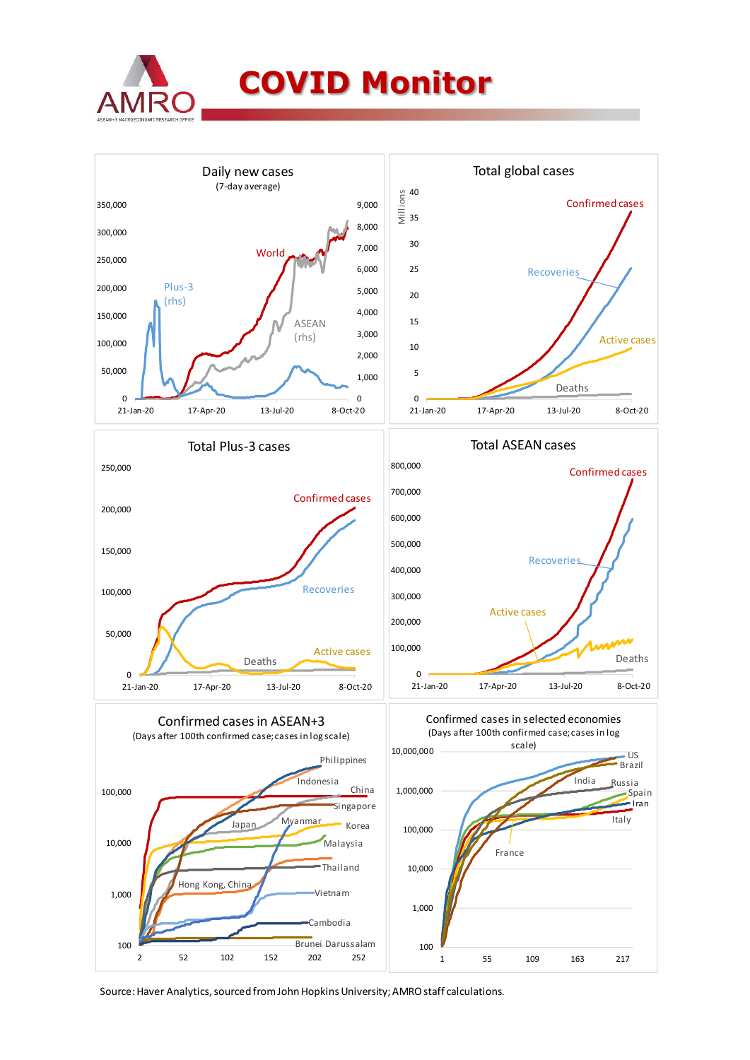# COVID Monitor

AMRO
ASEAN+3 MACROECONOMIC RESEARCH OFFICE

Daily new cases
(7-day average)

350,000
300,000
250,000
200,000
150,000
100,000
50,000
0

9,000
8,000
7,000
6,000
5,000
4,000
3,000
2,000
1,000
0

World
Plus-3 (rhs)
ASEAN (rhs)

21-Jan-20 17-Apr-20 13-Jul-20 8-Oct-20

Total global cases

Millions
40
35
30
25
20
15
10
5
0

Confirmed cases
Recoveries
Active cases
Deaths

21-Jan-20 17-Apr-20 13-Jul-20 8-Oct-20

Total Plus-3 cases

250,000
200,000
150,000
100,000
50,000
0

Confirmed cases
Recoveries
Active cases
Deaths

21-Jan-20 17-Apr-20 13-Jul-20 8-Oct-20

Total ASEAN cases

800,000
700,000
600,000
500,000
400,000
300,000
200,000
100,000
0

Confirmed cases
Recoveries
Active cases
Deaths

21-Jan-20 17-Apr-20 13-Jul-20 8-Oct-20

Confirmed cases in ASEAN+3
(Days after 100th confirmed case; cases in log scale)

100,000
10,000
1,000
100

Philippines
Indonesia
China
Singapore
Japan
Myanmar
Korea
Malaysia
Thailand
Hong Kong, China
Vietnam
Cambodia
Brunei Darussalam

2 52 102 152 202 252

Confirmed cases in selected economies
(Days after 100th confirmed case; cases in log scale)

10,000,000
1,000,000
100,000
10,000
1,000
100

US
Brazil
India
Russia
Spain
Iran
Italy
France

1 55 109 163 217

Source: Haver Analytics, sourced from John Hopkins University; AMRO staff calculations.